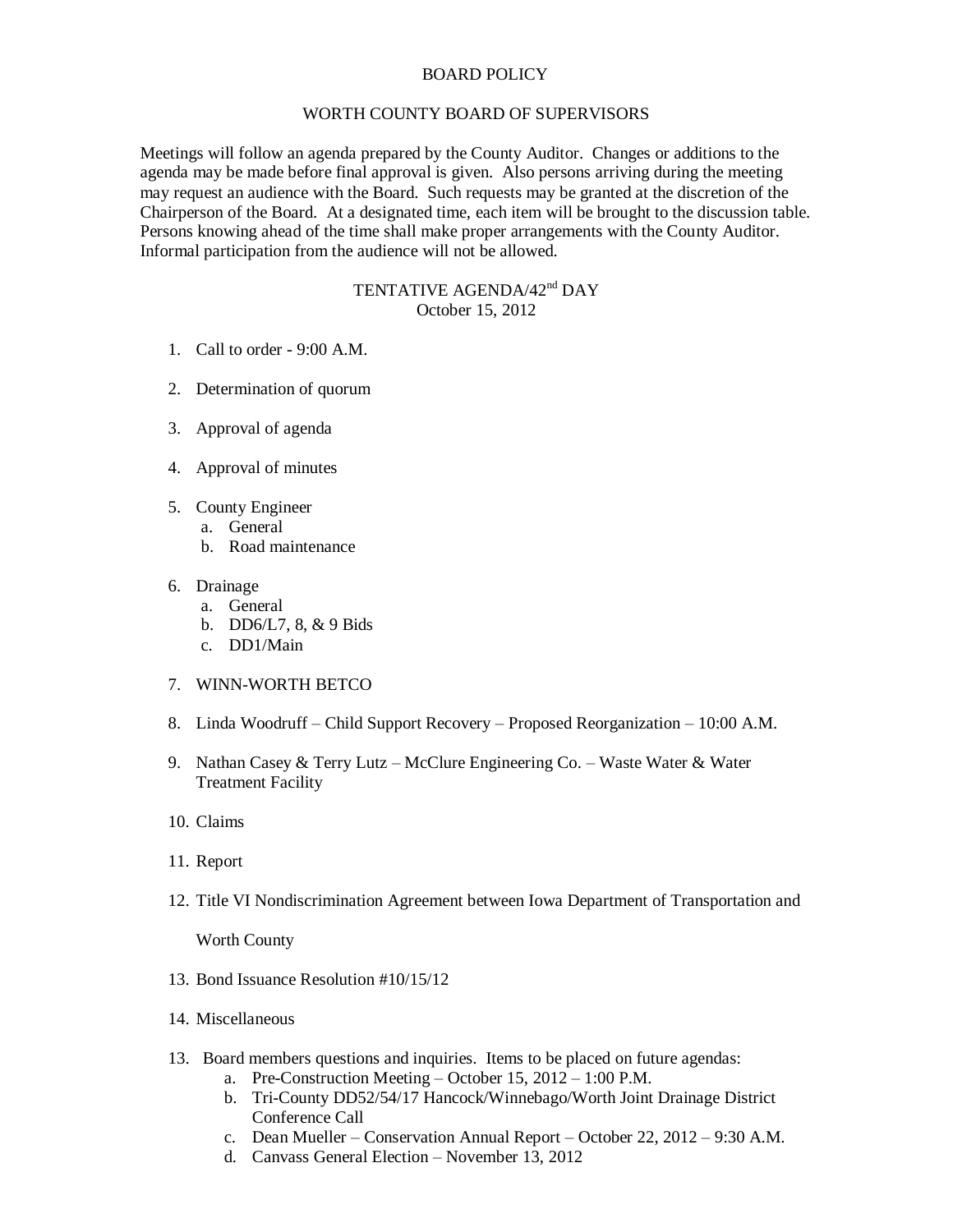# BOARD POLICY

## WORTH COUNTY BOARD OF SUPERVISORS

Meetings will follow an agenda prepared by the County Auditor. Changes or additions to the agenda may be made before final approval is given. Also persons arriving during the meeting may request an audience with the Board. Such requests may be granted at the discretion of the Chairperson of the Board. At a designated time, each item will be brought to the discussion table. Persons knowing ahead of the time shall make proper arrangements with the County Auditor. Informal participation from the audience will not be allowed.

## TENTATIVE AGENDA/42nd DAY
October 15, 2012

1. Call to order - 9:00 A.M.

2. Determination of quorum

3. Approval of agenda

4. Approval of minutes

5. County Engineer
   a. General
   b. Road maintenance

6. Drainage
   a. General
   b. DD6/L7, 8, & 9 Bids
   c. DD1/Main

7. WINN-WORTH BETCO

8. Linda Woodruff – Child Support Recovery – Proposed Reorganization – 10:00 A.M.

9. Nathan Casey & Terry Lutz – McClure Engineering Co. – Waste Water & Water Treatment Facility

10. Claims

11. Report

12. Title VI Nondiscrimination Agreement between Iowa Department of Transportation and Worth County

13. Bond Issuance Resolution #10/15/12

14. Miscellaneous

13. Board members questions and inquiries. Items to be placed on future agendas:
    a. Pre-Construction Meeting – October 15, 2012 – 1:00 P.M.
    b. Tri-County DD52/54/17 Hancock/Winnebago/Worth Joint Drainage District Conference Call
    c. Dean Mueller – Conservation Annual Report – October 22, 2012 – 9:30 A.M.
    d. Canvass General Election – November 13, 2012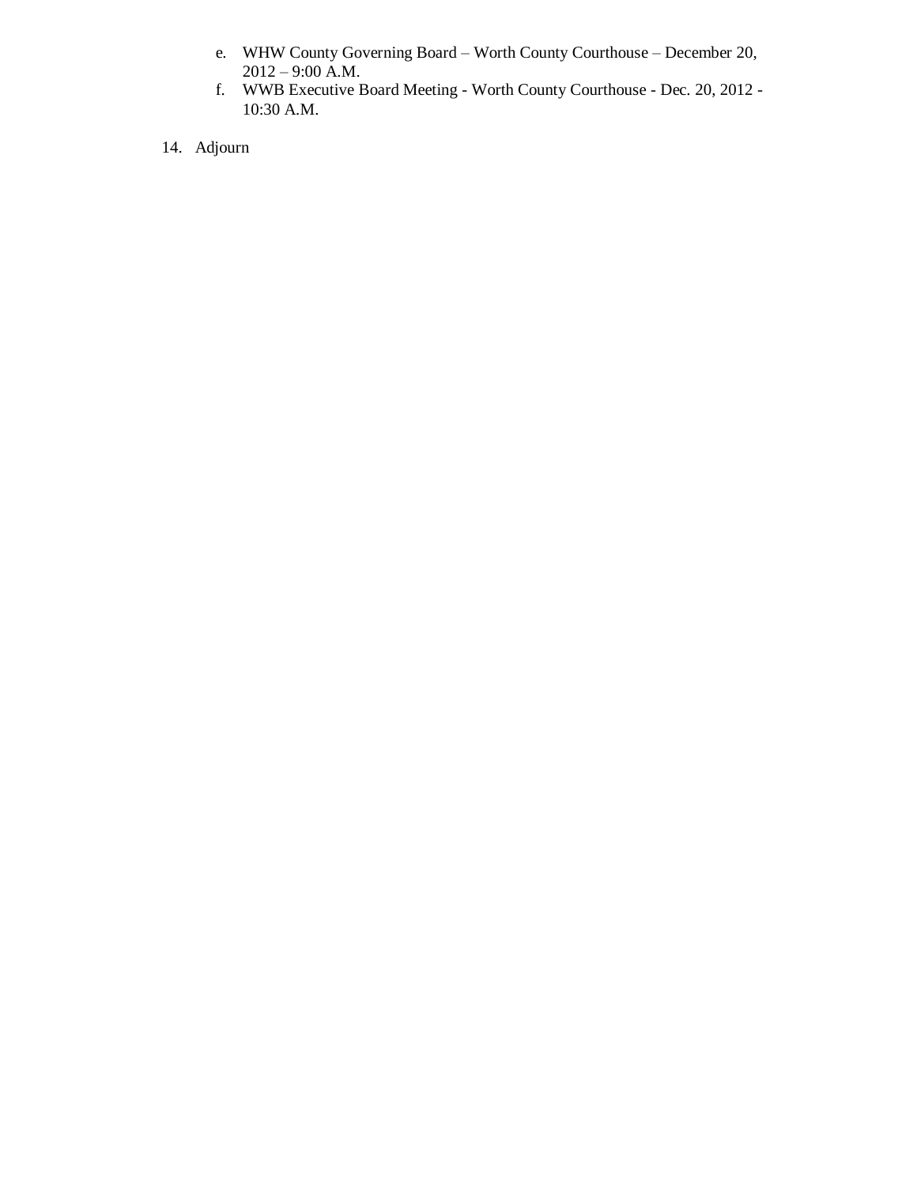e. WHW County Governing Board – Worth County Courthouse – December 20, 2012 – 9:00 A.M.
   f. WWB Executive Board Meeting - Worth County Courthouse - Dec. 20, 2012 - 10:30 A.M.

14. Adjourn